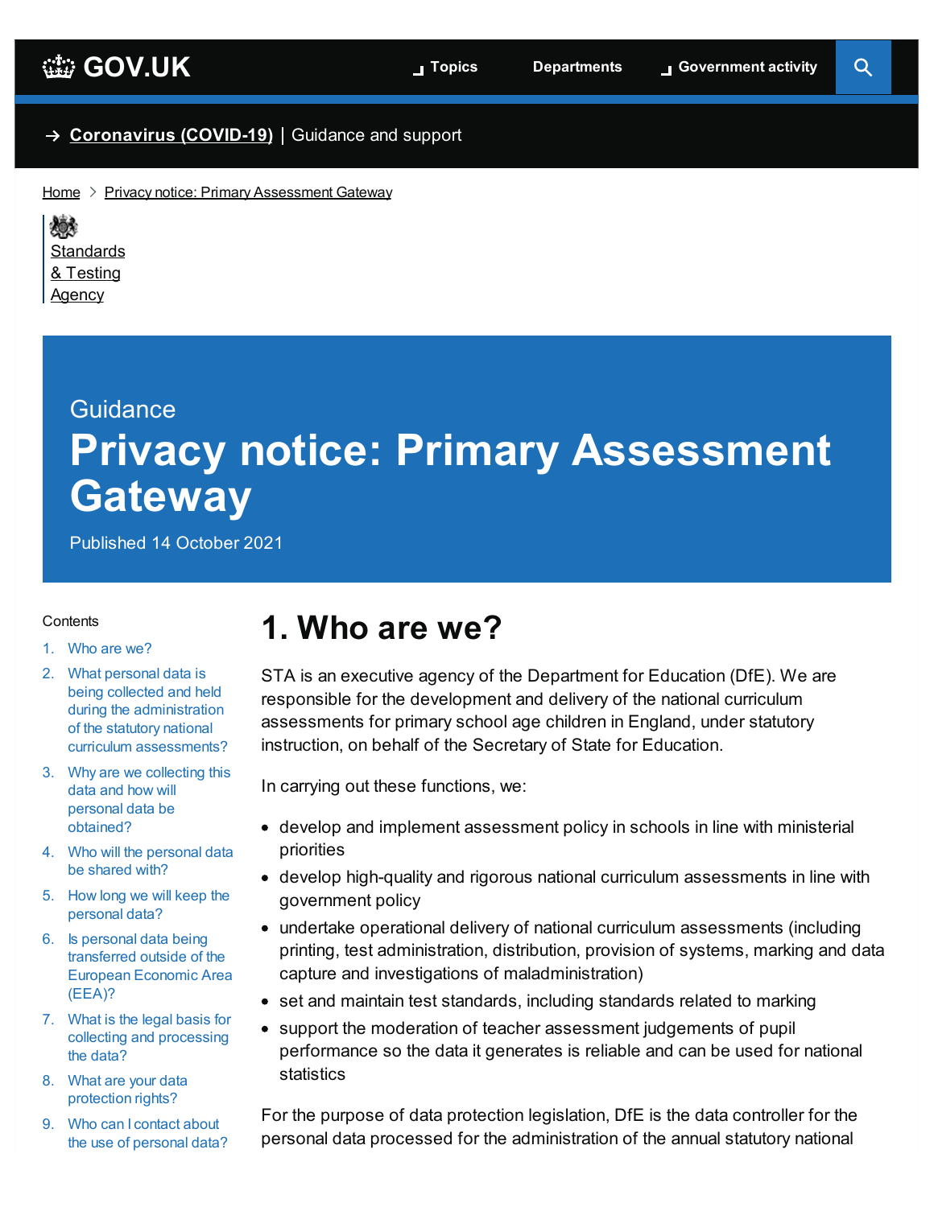GOV.UK Topics Departments Government activity

→ Coronavirus (COVID-19) | Guidance and support

Home > Privacy notice: Primary Assessment Gateway

Standards & Testing Agency

Guidance

# Privacy notice: Primary Assessment Gateway

Published 14 October 2021

Contents

1. Who are we?
2. What personal data is being collected and held during the administration of the statutory national curriculum assessments?
3. Why are we collecting this data and how will personal data be obtained?
4. Who will the personal data be shared with?
5. How long we will keep the personal data?
6. Is personal data being transferred outside of the European Economic Area (EEA)?
7. What is the legal basis for collecting and processing the data?
8. What are your data protection rights?
9. Who can I contact about the use of personal data?

## 1. Who are we?

STA is an executive agency of the Department for Education (DfE). We are responsible for the development and delivery of the national curriculum assessments for primary school age children in England, under statutory instruction, on behalf of the Secretary of State for Education.

In carrying out these functions, we:

- develop and implement assessment policy in schools in line with ministerial priorities
- develop high-quality and rigorous national curriculum assessments in line with government policy
- undertake operational delivery of national curriculum assessments (including printing, test administration, distribution, provision of systems, marking and data capture and investigations of maladministration)
- set and maintain test standards, including standards related to marking
- support the moderation of teacher assessment judgements of pupil performance so the data it generates is reliable and can be used for national statistics

For the purpose of data protection legislation, DfE is the data controller for the personal data processed for the administration of the annual statutory national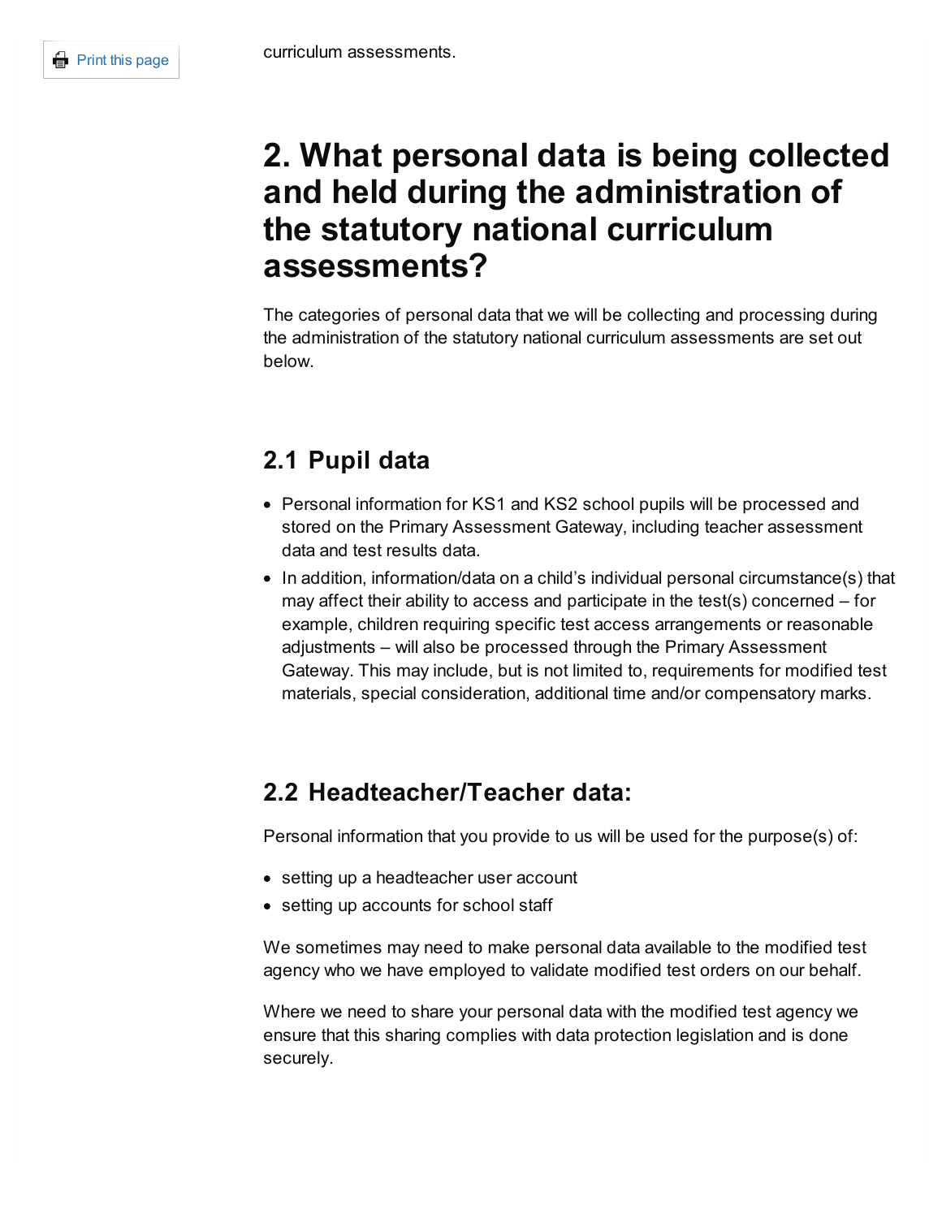curriculum assessments.

## 2. What personal data is being collected and held during the administration of the statutory national curriculum assessments?

The categories of personal data that we will be collecting and processing during the administration of the statutory national curriculum assessments are set out below.

### 2.1 Pupil data

- Personal information for KS1 and KS2 school pupils will be processed and stored on the Primary Assessment Gateway, including teacher assessment data and test results data.
- In addition, information/data on a child's individual personal circumstance(s) that may affect their ability to access and participate in the test(s) concerned – for example, children requiring specific test access arrangements or reasonable adjustments – will also be processed through the Primary Assessment Gateway. This may include, but is not limited to, requirements for modified test materials, special consideration, additional time and/or compensatory marks.

### 2.2 Headteacher/Teacher data:

Personal information that you provide to us will be used for the purpose(s) of:

- setting up a headteacher user account
- setting up accounts for school staff

We sometimes may need to make personal data available to the modified test agency who we have employed to validate modified test orders on our behalf.

Where we need to share your personal data with the modified test agency we ensure that this sharing complies with data protection legislation and is done securely.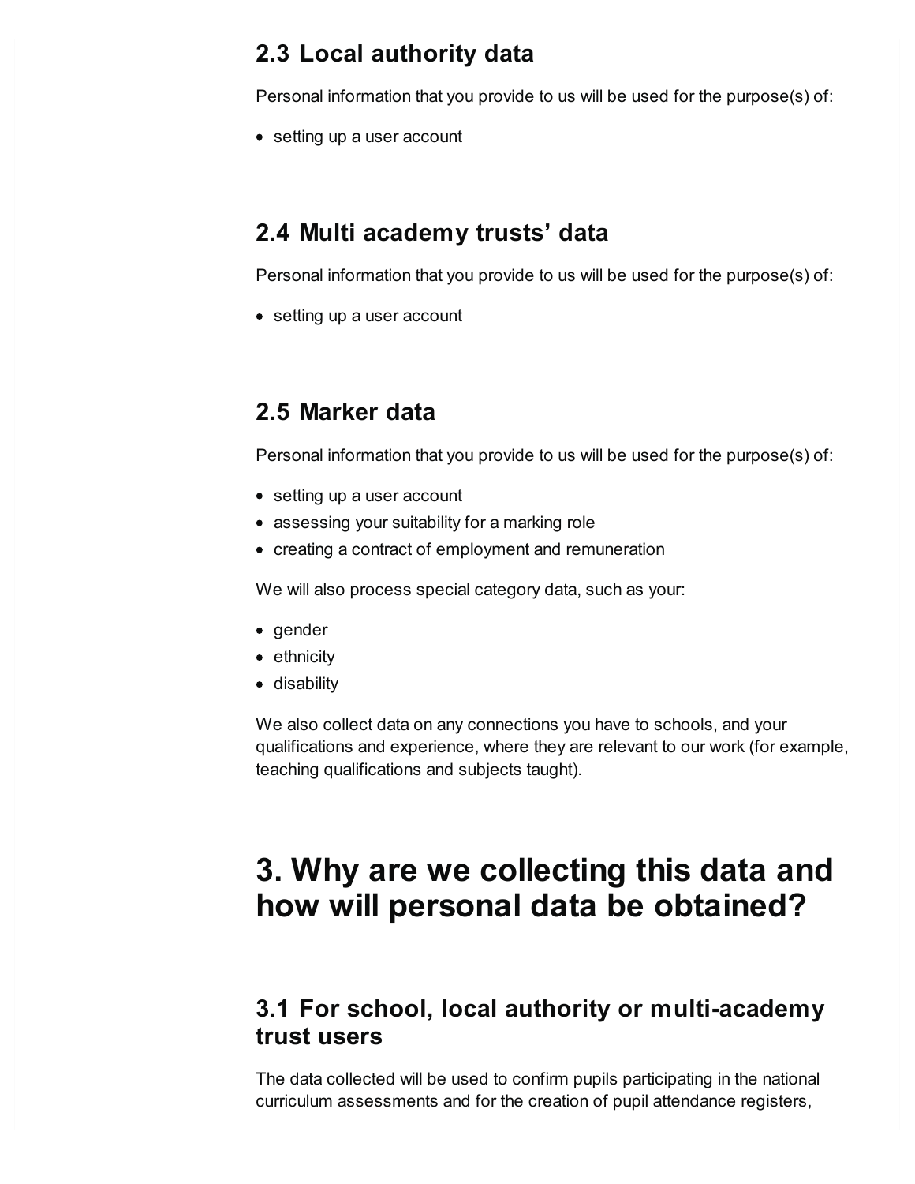### 2.3 Local authority data

Personal information that you provide to us will be used for the purpose(s) of:

- setting up a user account

### 2.4 Multi academy trusts' data

Personal information that you provide to us will be used for the purpose(s) of:

- setting up a user account

### 2.5 Marker data

Personal information that you provide to us will be used for the purpose(s) of:

- setting up a user account
- assessing your suitability for a marking role
- creating a contract of employment and remuneration

We will also process special category data, such as your:

- gender
- ethnicity
- disability

We also collect data on any connections you have to schools, and your qualifications and experience, where they are relevant to our work (for example, teaching qualifications and subjects taught).

## 3. Why are we collecting this data and how will personal data be obtained?

### 3.1 For school, local authority or multi-academy trust users

The data collected will be used to confirm pupils participating in the national curriculum assessments and for the creation of pupil attendance registers,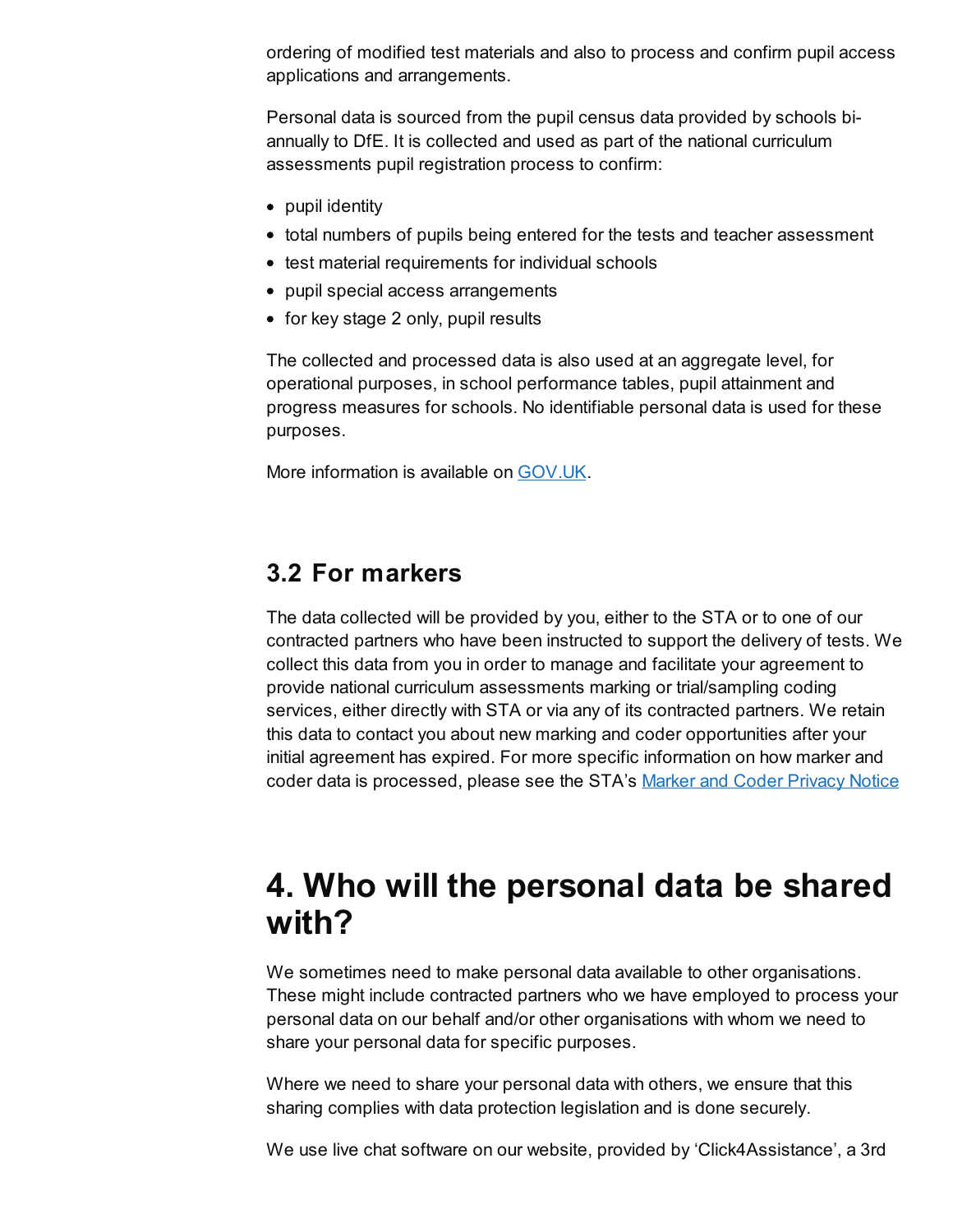ordering of modified test materials and also to process and confirm pupil access applications and arrangements.

Personal data is sourced from the pupil census data provided by schools bi-annually to DfE. It is collected and used as part of the national curriculum assessments pupil registration process to confirm:

- pupil identity
- total numbers of pupils being entered for the tests and teacher assessment
- test material requirements for individual schools
- pupil special access arrangements
- for key stage 2 only, pupil results

The collected and processed data is also used at an aggregate level, for operational purposes, in school performance tables, pupil attainment and progress measures for schools. No identifiable personal data is used for these purposes.

More information is available on GOV.UK.

### 3.2 For markers

The data collected will be provided by you, either to the STA or to one of our contracted partners who have been instructed to support the delivery of tests. We collect this data from you in order to manage and facilitate your agreement to provide national curriculum assessments marking or trial/sampling coding services, either directly with STA or via any of its contracted partners. We retain this data to contact you about new marking and coder opportunities after your initial agreement has expired. For more specific information on how marker and coder data is processed, please see the STA's Marker and Coder Privacy Notice

## 4. Who will the personal data be shared with?

We sometimes need to make personal data available to other organisations. These might include contracted partners who we have employed to process your personal data on our behalf and/or other organisations with whom we need to share your personal data for specific purposes.

Where we need to share your personal data with others, we ensure that this sharing complies with data protection legislation and is done securely.

We use live chat software on our website, provided by 'Click4Assistance', a 3rd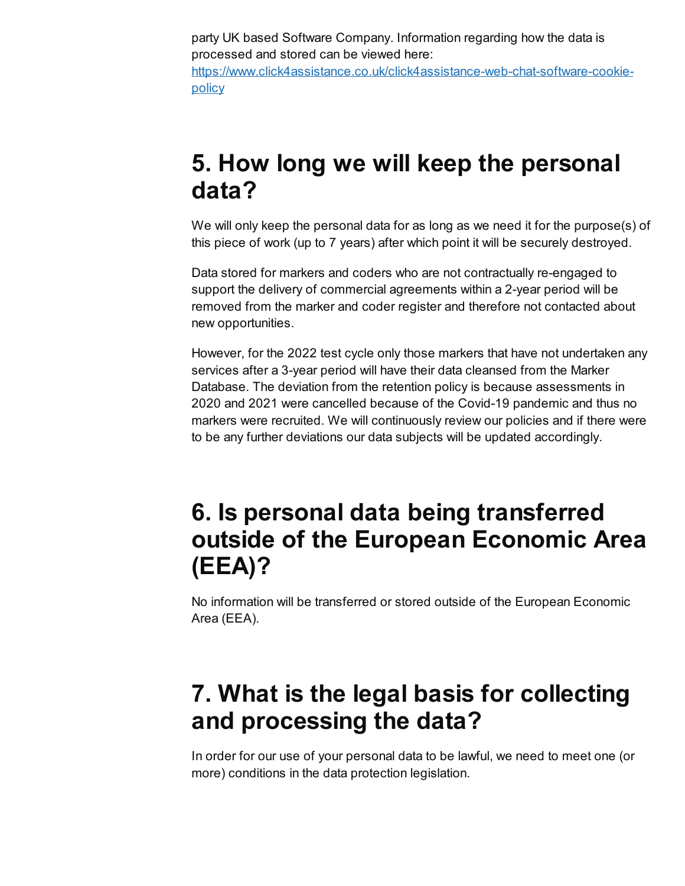party UK based Software Company. Information regarding how the data is processed and stored can be viewed here: [https://www.click4assistance.co.uk/click4assistance-web-chat-software-cookie-policy](https://www.click4assistance.co.uk/click4assistance-web-chat-software-cookie-policy)

## 5. How long we will keep the personal data?

We will only keep the personal data for as long as we need it for the purpose(s) of this piece of work (up to 7 years) after which point it will be securely destroyed.

Data stored for markers and coders who are not contractually re-engaged to support the delivery of commercial agreements within a 2-year period will be removed from the marker and coder register and therefore not contacted about new opportunities.

However, for the 2022 test cycle only those markers that have not undertaken any services after a 3-year period will have their data cleansed from the Marker Database. The deviation from the retention policy is because assessments in 2020 and 2021 were cancelled because of the Covid-19 pandemic and thus no markers were recruited. We will continuously review our policies and if there were to be any further deviations our data subjects will be updated accordingly.

## 6. Is personal data being transferred outside of the European Economic Area (EEA)?

No information will be transferred or stored outside of the European Economic Area (EEA).

## 7. What is the legal basis for collecting and processing the data?

In order for our use of your personal data to be lawful, we need to meet one (or more) conditions in the data protection legislation.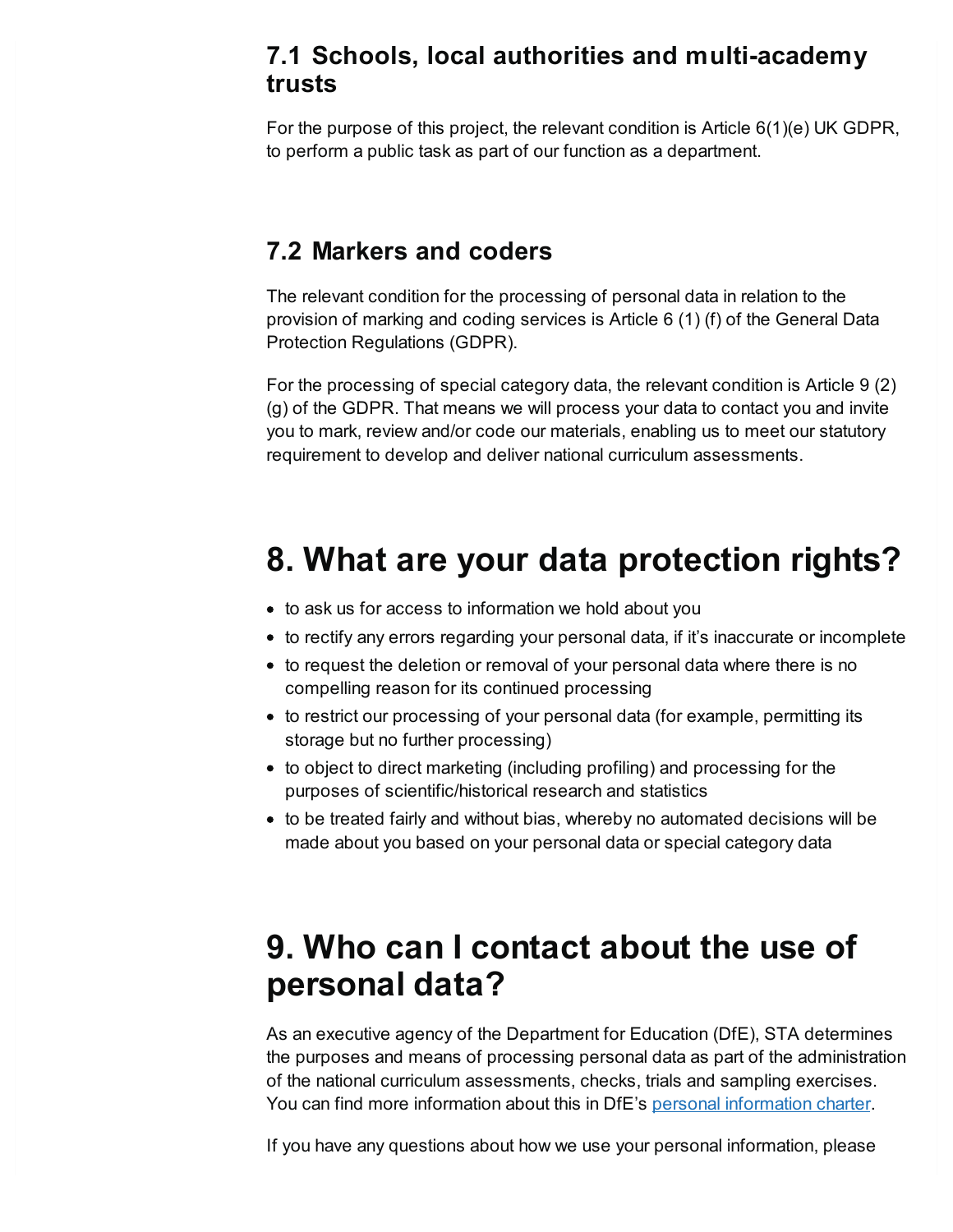### 7.1 Schools, local authorities and multi-academy trusts

For the purpose of this project, the relevant condition is Article 6(1)(e) UK GDPR, to perform a public task as part of our function as a department.

### 7.2 Markers and coders

The relevant condition for the processing of personal data in relation to the provision of marking and coding services is Article 6 (1) (f) of the General Data Protection Regulations (GDPR).

For the processing of special category data, the relevant condition is Article 9 (2) (g) of the GDPR. That means we will process your data to contact you and invite you to mark, review and/or code our materials, enabling us to meet our statutory requirement to develop and deliver national curriculum assessments.

## 8. What are your data protection rights?

- to ask us for access to information we hold about you
- to rectify any errors regarding your personal data, if it's inaccurate or incomplete
- to request the deletion or removal of your personal data where there is no compelling reason for its continued processing
- to restrict our processing of your personal data (for example, permitting its storage but no further processing)
- to object to direct marketing (including profiling) and processing for the purposes of scientific/historical research and statistics
- to be treated fairly and without bias, whereby no automated decisions will be made about you based on your personal data or special category data

## 9. Who can I contact about the use of personal data?

As an executive agency of the Department for Education (DfE), STA determines the purposes and means of processing personal data as part of the administration of the national curriculum assessments, checks, trials and sampling exercises. You can find more information about this in DfE's personal information charter.

If you have any questions about how we use your personal information, please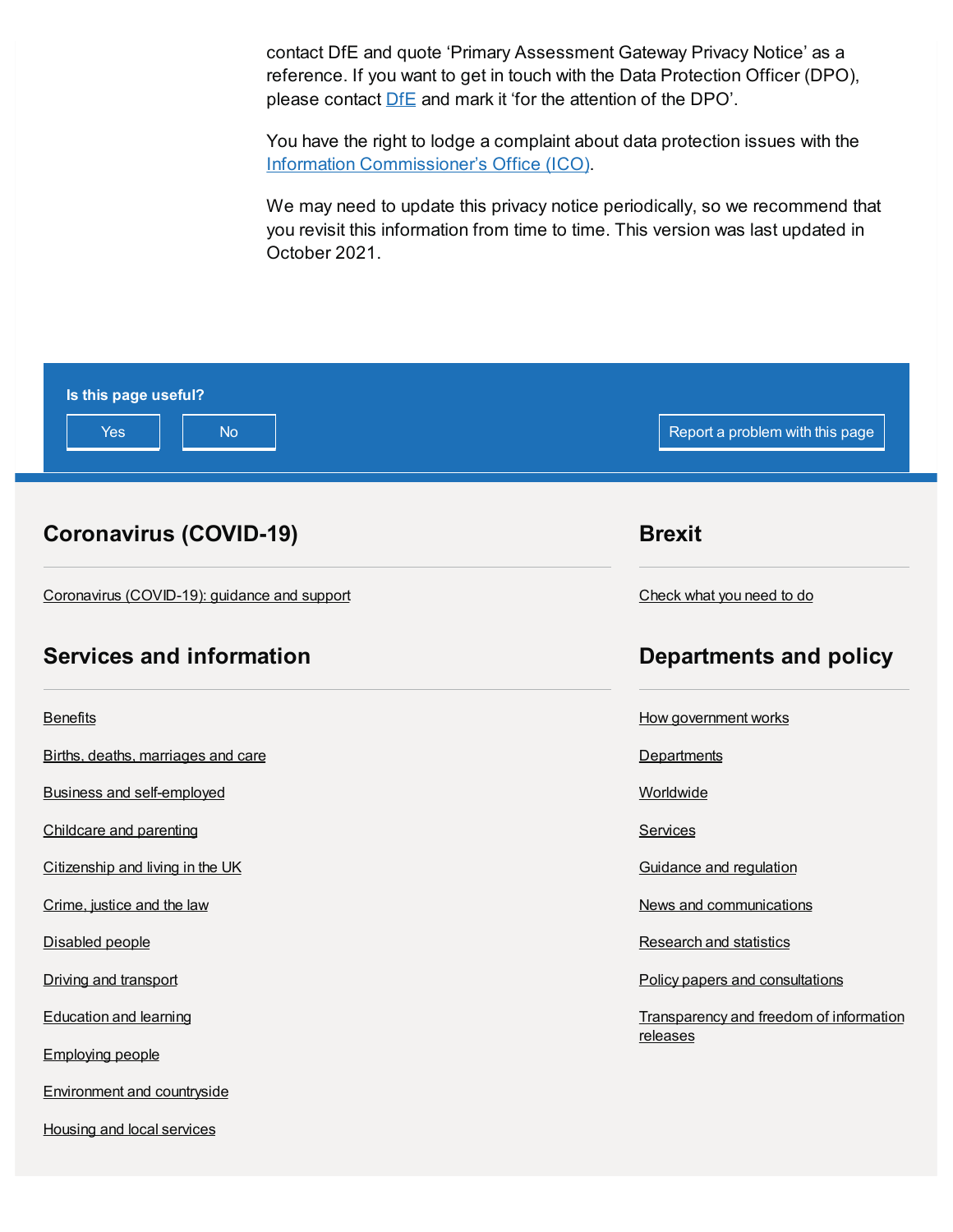contact DfE and quote ‘Primary Assessment Gateway Privacy Notice’ as a reference. If you want to get in touch with the Data Protection Officer (DPO), please contact DfE and mark it ‘for the attention of the DPO’.

You have the right to lodge a complaint about data protection issues with the Information Commissioner’s Office (ICO).

We may need to update this privacy notice periodically, so we recommend that you revisit this information from time to time. This version was last updated in October 2021.

**Is this page useful?**

Yes

No

Report a problem with this page

## Coronavirus (COVID-19)

Coronavirus (COVID-19): guidance and support

## Brexit

Check what you need to do

## Services and information

- Benefits
- Births, deaths, marriages and care
- Business and self-employed
- Childcare and parenting
- Citizenship and living in the UK
- Crime, justice and the law
- Disabled people
- Driving and transport
- Education and learning
- Employing people
- Environment and countryside
- Housing and local services

## Departments and policy

- How government works
- Departments
- Worldwide
- Services
- Guidance and regulation
- News and communications
- Research and statistics
- Policy papers and consultations
- Transparency and freedom of information releases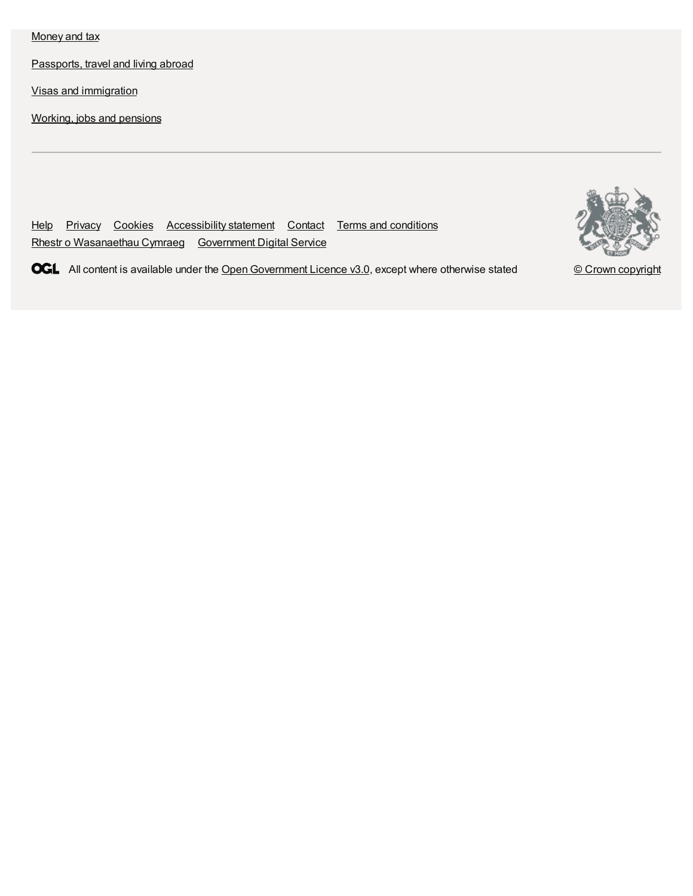Money and tax

Passports, travel and living abroad

Visas and immigration

Working, jobs and pensions

---

Help Privacy Cookies Accessibility statement Contact Terms and conditions
Rhestr o Wasanaethau Cymraeg Government Digital Service

OGL All content is available under the Open Government Licence v3.0, except where otherwise stated

© Crown copyright